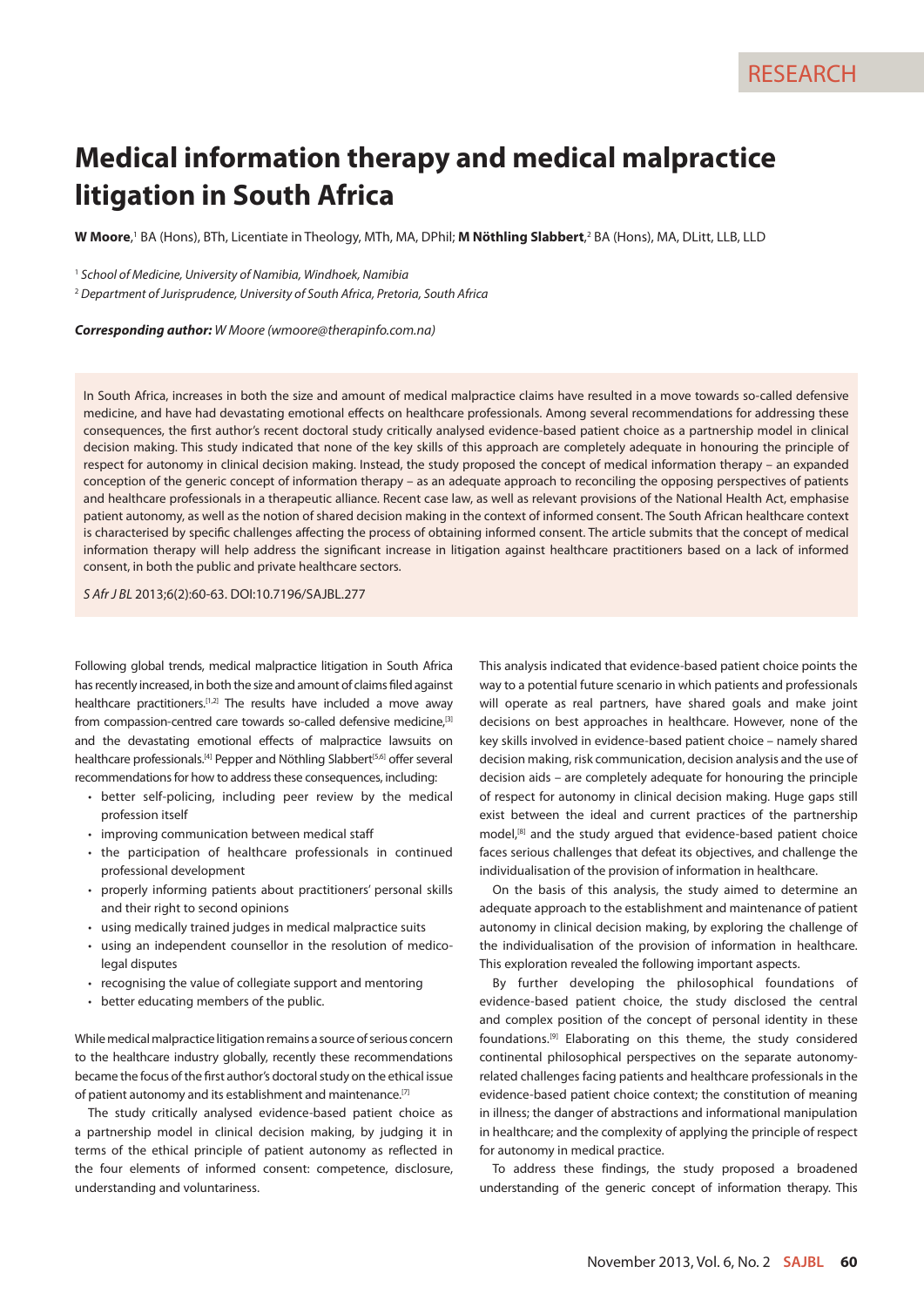RESEARCH

# Medical information therapy and medical malpractice litigation in South Africa

**W Moore**,[1] BA (Hons), BTh, Licentiate in Theology, MTh, MA, DPhil; **M Nöthling Slabbert**,[2] BA (Hons), MA, DLitt, LLB, LLD

[1] *School of Medicine, University of Namibia, Windhoek, Namibia*

[2] *Department of Jurisprudence, University of South Africa, Pretoria, South Africa*

***Corresponding author:*** *W Moore (wmoore@therapinfo.com.na)*

In South Africa, increases in both the size and amount of medical malpractice claims have resulted in a move towards so-called defensive medicine, and have had devastating emotional effects on healthcare professionals. Among several recommendations for addressing these consequences, the first author's recent doctoral study critically analysed evidence-based patient choice as a partnership model in clinical decision making. This study indicated that none of the key skills of this approach are completely adequate in honouring the principle of respect for autonomy in clinical decision making. Instead, the study proposed the concept of medical information therapy – an expanded conception of the generic concept of information therapy – as an adequate approach to reconciling the opposing perspectives of patients and healthcare professionals in a therapeutic alliance. Recent case law, as well as relevant provisions of the National Health Act, emphasise patient autonomy, as well as the notion of shared decision making in the context of informed consent. The South African healthcare context is characterised by specific challenges affecting the process of obtaining informed consent. The article submits that the concept of medical information therapy will help address the significant increase in litigation against healthcare practitioners based on a lack of informed consent, in both the public and private healthcare sectors.

*S Afr J BL* 2013;6(2):60-63. DOI:10.7196/SAJBL.277

Following global trends, medical malpractice litigation in South Africa has recently increased, in both the size and amount of claims filed against healthcare practitioners.[1,2] The results have included a move away from compassion-centred care towards so-called defensive medicine,[3] and the devastating emotional effects of malpractice lawsuits on healthcare professionals.[4] Pepper and Nöthling Slabbert[5,6] offer several recommendations for how to address these consequences, including:

- better self-policing, including peer review by the medical profession itself
- improving communication between medical staff
- the participation of healthcare professionals in continued professional development
- properly informing patients about practitioners' personal skills and their right to second opinions
- using medically trained judges in medical malpractice suits
- using an independent counsellor in the resolution of medico-legal disputes
- recognising the value of collegiate support and mentoring
- better educating members of the public.

While medical malpractice litigation remains a source of serious concern to the healthcare industry globally, recently these recommendations became the focus of the first author's doctoral study on the ethical issue of patient autonomy and its establishment and maintenance.[7]

The study critically analysed evidence-based patient choice as a partnership model in clinical decision making, by judging it in terms of the ethical principle of patient autonomy as reflected in the four elements of informed consent: competence, disclosure, understanding and voluntariness.

This analysis indicated that evidence-based patient choice points the way to a potential future scenario in which patients and professionals will operate as real partners, have shared goals and make joint decisions on best approaches in healthcare. However, none of the key skills involved in evidence-based patient choice – namely shared decision making, risk communication, decision analysis and the use of decision aids – are completely adequate for honouring the principle of respect for autonomy in clinical decision making. Huge gaps still exist between the ideal and current practices of the partnership model,[8] and the study argued that evidence-based patient choice faces serious challenges that defeat its objectives, and challenge the individualisation of the provision of information in healthcare.

On the basis of this analysis, the study aimed to determine an adequate approach to the establishment and maintenance of patient autonomy in clinical decision making, by exploring the challenge of the individualisation of the provision of information in healthcare. This exploration revealed the following important aspects.

By further developing the philosophical foundations of evidence-based patient choice, the study disclosed the central and complex position of the concept of personal identity in these foundations.[9] Elaborating on this theme, the study considered continental philosophical perspectives on the separate autonomy-related challenges facing patients and healthcare professionals in the evidence-based patient choice context; the constitution of meaning in illness; the danger of abstractions and informational manipulation in healthcare; and the complexity of applying the principle of respect for autonomy in medical practice.

To address these findings, the study proposed a broadened understanding of the generic concept of information therapy. This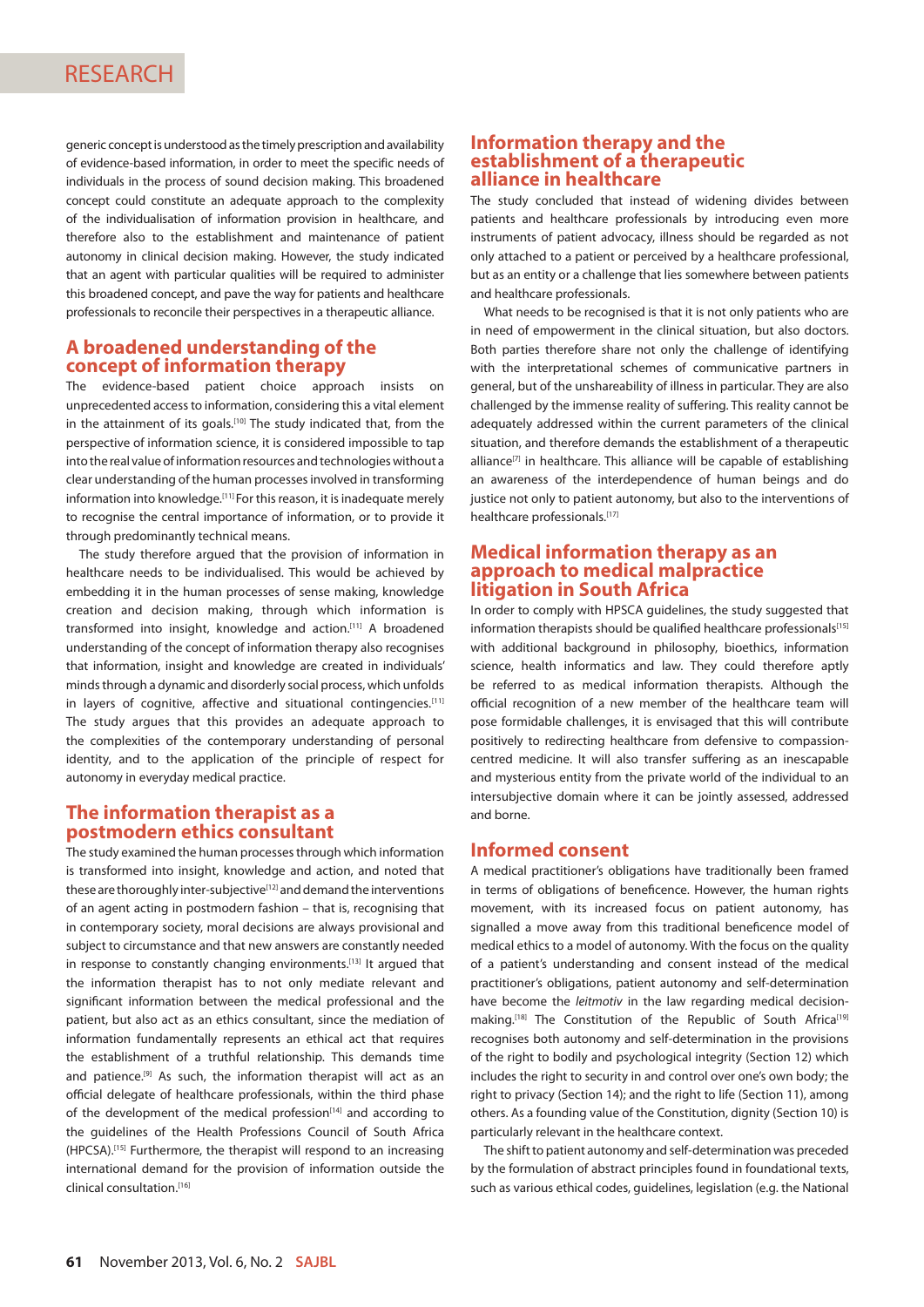generic concept is understood as the timely prescription and availability of evidence-based information, in order to meet the specific needs of individuals in the process of sound decision making. This broadened concept could constitute an adequate approach to the complexity of the individualisation of information provision in healthcare, and therefore also to the establishment and maintenance of patient autonomy in clinical decision making. However, the study indicated that an agent with particular qualities will be required to administer this broadened concept, and pave the way for patients and healthcare professionals to reconcile their perspectives in a therapeutic alliance.

## A broadened understanding of the concept of information therapy

The evidence-based patient choice approach insists on unprecedented access to information, considering this a vital element in the attainment of its goals.[10] The study indicated that, from the perspective of information science, it is considered impossible to tap into the real value of information resources and technologies without a clear understanding of the human processes involved in transforming information into knowledge.[11] For this reason, it is inadequate merely to recognise the central importance of information, or to provide it through predominantly technical means.

The study therefore argued that the provision of information in healthcare needs to be individualised. This would be achieved by embedding it in the human processes of sense making, knowledge creation and decision making, through which information is transformed into insight, knowledge and action.[11] A broadened understanding of the concept of information therapy also recognises that information, insight and knowledge are created in individuals' minds through a dynamic and disorderly social process, which unfolds in layers of cognitive, affective and situational contingencies.[11] The study argues that this provides an adequate approach to the complexities of the contemporary understanding of personal identity, and to the application of the principle of respect for autonomy in everyday medical practice.

## The information therapist as a postmodern ethics consultant

The study examined the human processes through which information is transformed into insight, knowledge and action, and noted that these are thoroughly inter-subjective[12] and demand the interventions of an agent acting in postmodern fashion – that is, recognising that in contemporary society, moral decisions are always provisional and subject to circumstance and that new answers are constantly needed in response to constantly changing environments.[13] It argued that the information therapist has to not only mediate relevant and significant information between the medical professional and the patient, but also act as an ethics consultant, since the mediation of information fundamentally represents an ethical act that requires the establishment of a truthful relationship. This demands time and patience.[9] As such, the information therapist will act as an official delegate of healthcare professionals, within the third phase of the development of the medical profession[14] and according to the guidelines of the Health Professions Council of South Africa (HPCSA).[15] Furthermore, the therapist will respond to an increasing international demand for the provision of information outside the clinical consultation.[16]

## Information therapy and the establishment of a therapeutic alliance in healthcare

The study concluded that instead of widening divides between patients and healthcare professionals by introducing even more instruments of patient advocacy, illness should be regarded as not only attached to a patient or perceived by a healthcare professional, but as an entity or a challenge that lies somewhere between patients and healthcare professionals.

What needs to be recognised is that it is not only patients who are in need of empowerment in the clinical situation, but also doctors. Both parties therefore share not only the challenge of identifying with the interpretational schemes of communicative partners in general, but of the unshareability of illness in particular. They are also challenged by the immense reality of suffering. This reality cannot be adequately addressed within the current parameters of the clinical situation, and therefore demands the establishment of a therapeutic alliance[7] in healthcare. This alliance will be capable of establishing an awareness of the interdependence of human beings and do justice not only to patient autonomy, but also to the interventions of healthcare professionals.[17]

## Medical information therapy as an approach to medical malpractice litigation in South Africa

In order to comply with HPSCA guidelines, the study suggested that information therapists should be qualified healthcare professionals[15] with additional background in philosophy, bioethics, information science, health informatics and law. They could therefore aptly be referred to as medical information therapists. Although the official recognition of a new member of the healthcare team will pose formidable challenges, it is envisaged that this will contribute positively to redirecting healthcare from defensive to compassion-centred medicine. It will also transfer suffering as an inescapable and mysterious entity from the private world of the individual to an intersubjective domain where it can be jointly assessed, addressed and borne.

## Informed consent

A medical practitioner's obligations have traditionally been framed in terms of obligations of beneficence. However, the human rights movement, with its increased focus on patient autonomy, has signalled a move away from this traditional beneficence model of medical ethics to a model of autonomy. With the focus on the quality of a patient's understanding and consent instead of the medical practitioner's obligations, patient autonomy and self-determination have become the *leitmotiv* in the law regarding medical decision-making.[18] The Constitution of the Republic of South Africa[19] recognises both autonomy and self-determination in the provisions of the right to bodily and psychological integrity (Section 12) which includes the right to security in and control over one's own body; the right to privacy (Section 14); and the right to life (Section 11), among others. As a founding value of the Constitution, dignity (Section 10) is particularly relevant in the healthcare context.

The shift to patient autonomy and self-determination was preceded by the formulation of abstract principles found in foundational texts, such as various ethical codes, guidelines, legislation (e.g. the National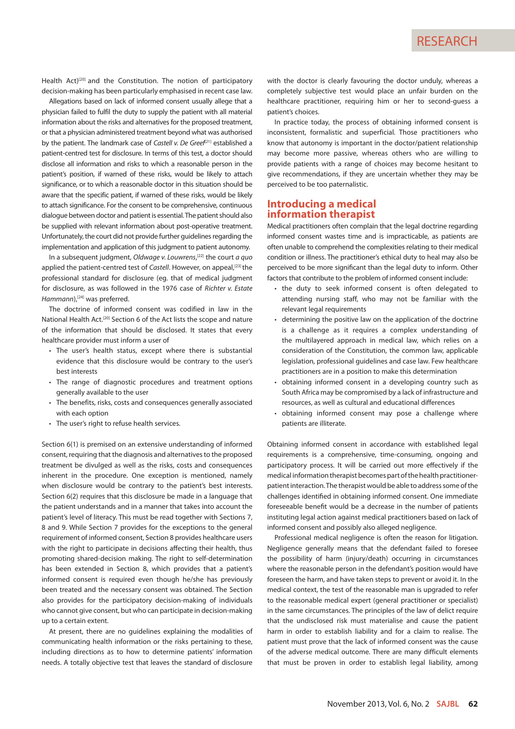Health Act)[20] and the Constitution. The notion of participatory decision-making has been particularly emphasised in recent case law.

Allegations based on lack of informed consent usually allege that a physician failed to fulfil the duty to supply the patient with all material information about the risks and alternatives for the proposed treatment, or that a physician administered treatment beyond what was authorised by the patient. The landmark case of *Castell v. De Greef*[21] established a patient-centred test for disclosure. In terms of this test, a doctor should disclose all information and risks to which a reasonable person in the patient's position, if warned of these risks, would be likely to attach significance, or to which a reasonable doctor in this situation should be aware that the specific patient, if warned of these risks, would be likely to attach significance. For the consent to be comprehensive, continuous dialogue between doctor and patient is essential. The patient should also be supplied with relevant information about post-operative treatment. Unfortunately, the court did not provide further guidelines regarding the implementation and application of this judgment to patient autonomy.

In a subsequent judgment, *Oldwage v. Louwrens*,[22] the court *a quo* applied the patient-centred test of *Castell*. However, on appeal,[23] the professional standard for disclosure (eg. that of medical judgment for disclosure, as was followed in the 1976 case of *Richter v. Estate Hammann*),[24] was preferred.

The doctrine of informed consent was codified in law in the National Health Act.[20] Section 6 of the Act lists the scope and nature of the information that should be disclosed. It states that every healthcare provider must inform a user of

- The user's health status, except where there is substantial evidence that this disclosure would be contrary to the user's best interests
- The range of diagnostic procedures and treatment options generally available to the user
- The benefits, risks, costs and consequences generally associated with each option
- The user's right to refuse health services.

Section 6(1) is premised on an extensive understanding of informed consent, requiring that the diagnosis and alternatives to the proposed treatment be divulged as well as the risks, costs and consequences inherent in the procedure. One exception is mentioned, namely when disclosure would be contrary to the patient's best interests. Section 6(2) requires that this disclosure be made in a language that the patient understands and in a manner that takes into account the patient's level of literacy. This must be read together with Sections 7, 8 and 9. While Section 7 provides for the exceptions to the general requirement of informed consent, Section 8 provides healthcare users with the right to participate in decisions affecting their health, thus promoting shared-decision making. The right to self-determination has been extended in Section 8, which provides that a patient's informed consent is required even though he/she has previously been treated and the necessary consent was obtained. The Section also provides for the participatory decision-making of individuals who cannot give consent, but who can participate in decision-making up to a certain extent.

At present, there are no guidelines explaining the modalities of communicating health information or the risks pertaining to these, including directions as to how to determine patients' information needs. A totally objective test that leaves the standard of disclosure with the doctor is clearly favouring the doctor unduly, whereas a completely subjective test would place an unfair burden on the healthcare practitioner, requiring him or her to second-guess a patient's choices.

In practice today, the process of obtaining informed consent is inconsistent, formalistic and superficial. Those practitioners who know that autonomy is important in the doctor/patient relationship may become more passive, whereas others who are willing to provide patients with a range of choices may become hesitant to give recommendations, if they are uncertain whether they may be perceived to be too paternalistic.

## Introducing a medical information therapist

Medical practitioners often complain that the legal doctrine regarding informed consent wastes time and is impracticable, as patients are often unable to comprehend the complexities relating to their medical condition or illness. The practitioner's ethical duty to heal may also be perceived to be more significant than the legal duty to inform. Other factors that contribute to the problem of informed consent include:

- the duty to seek informed consent is often delegated to attending nursing staff, who may not be familiar with the relevant legal requirements
- determining the positive law on the application of the doctrine is a challenge as it requires a complex understanding of the multilayered approach in medical law, which relies on a consideration of the Constitution, the common law, applicable legislation, professional guidelines and case law. Few healthcare practitioners are in a position to make this determination
- obtaining informed consent in a developing country such as South Africa may be compromised by a lack of infrastructure and resources, as well as cultural and educational differences
- obtaining informed consent may pose a challenge where patients are illiterate.

Obtaining informed consent in accordance with established legal requirements is a comprehensive, time-consuming, ongoing and participatory process. It will be carried out more effectively if the medical information therapist becomes part of the health practitioner-patient interaction. The therapist would be able to address some of the challenges identified in obtaining informed consent. One immediate foreseeable benefit would be a decrease in the number of patients instituting legal action against medical practitioners based on lack of informed consent and possibly also alleged negligence.

Professional medical negligence is often the reason for litigation. Negligence generally means that the defendant failed to foresee the possibility of harm (injury/death) occurring in circumstances where the reasonable person in the defendant's position would have foreseen the harm, and have taken steps to prevent or avoid it. In the medical context, the test of the reasonable man is upgraded to refer to the reasonable medical expert (general practitioner or specialist) in the same circumstances. The principles of the law of delict require that the undisclosed risk must materialise and cause the patient harm in order to establish liability and for a claim to realise. The patient must prove that the lack of informed consent was the cause of the adverse medical outcome. There are many difficult elements that must be proven in order to establish legal liability, among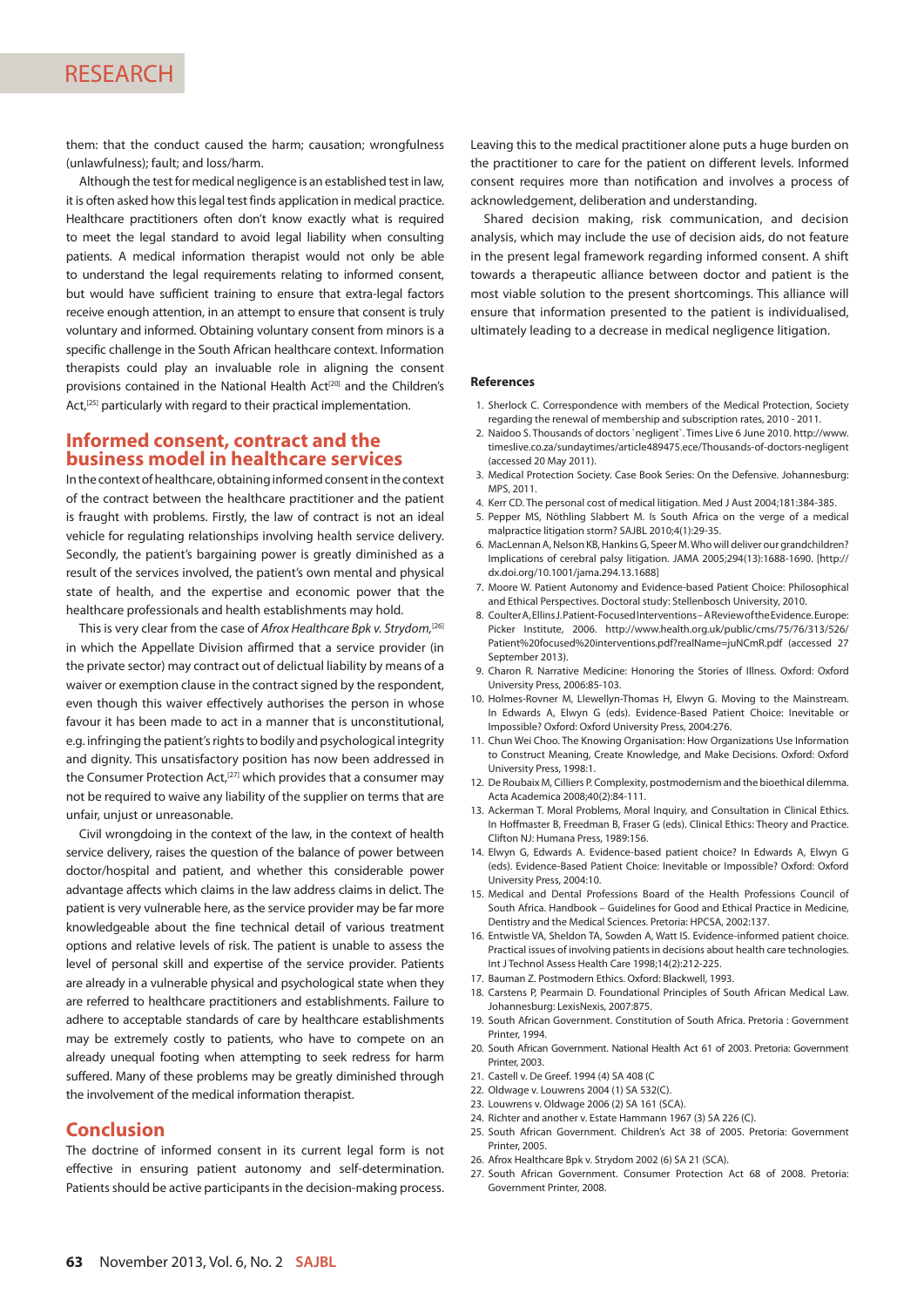them: that the conduct caused the harm; causation; wrongfulness (unlawfulness); fault; and loss/harm.

Although the test for medical negligence is an established test in law, it is often asked how this legal test finds application in medical practice. Healthcare practitioners often don't know exactly what is required to meet the legal standard to avoid legal liability when consulting patients. A medical information therapist would not only be able to understand the legal requirements relating to informed consent, but would have sufficient training to ensure that extra-legal factors receive enough attention, in an attempt to ensure that consent is truly voluntary and informed. Obtaining voluntary consent from minors is a specific challenge in the South African healthcare context. Information therapists could play an invaluable role in aligning the consent provisions contained in the National Health Act[20] and the Children's Act,[25] particularly with regard to their practical implementation.

## Informed consent, contract and the business model in healthcare services

In the context of healthcare, obtaining informed consent in the context of the contract between the healthcare practitioner and the patient is fraught with problems. Firstly, the law of contract is not an ideal vehicle for regulating relationships involving health service delivery. Secondly, the patient's bargaining power is greatly diminished as a result of the services involved, the patient's own mental and physical state of health, and the expertise and economic power that the healthcare professionals and health establishments may hold.

This is very clear from the case of *Afrox Healthcare Bpk v. Strydom*,[26] in which the Appellate Division affirmed that a service provider (in the private sector) may contract out of delictual liability by means of a waiver or exemption clause in the contract signed by the respondent, even though this waiver effectively authorises the person in whose favour it has been made to act in a manner that is unconstitutional, e.g. infringing the patient's rights to bodily and psychological integrity and dignity. This unsatisfactory position has now been addressed in the Consumer Protection Act,[27] which provides that a consumer may not be required to waive any liability of the supplier on terms that are unfair, unjust or unreasonable.

Civil wrongdoing in the context of the law, in the context of health service delivery, raises the question of the balance of power between doctor/hospital and patient, and whether this considerable power advantage affects which claims in the law address claims in delict. The patient is very vulnerable here, as the service provider may be far more knowledgeable about the fine technical detail of various treatment options and relative levels of risk. The patient is unable to assess the level of personal skill and expertise of the service provider. Patients are already in a vulnerable physical and psychological state when they are referred to healthcare practitioners and establishments. Failure to adhere to acceptable standards of care by healthcare establishments may be extremely costly to patients, who have to compete on an already unequal footing when attempting to seek redress for harm suffered. Many of these problems may be greatly diminished through the involvement of the medical information therapist.

## Conclusion

The doctrine of informed consent in its current legal form is not effective in ensuring patient autonomy and self-determination. Patients should be active participants in the decision-making process. Leaving this to the medical practitioner alone puts a huge burden on the practitioner to care for the patient on different levels. Informed consent requires more than notification and involves a process of acknowledgement, deliberation and understanding.

Shared decision making, risk communication, and decision analysis, which may include the use of decision aids, do not feature in the present legal framework regarding informed consent. A shift towards a therapeutic alliance between doctor and patient is the most viable solution to the present shortcomings. This alliance will ensure that information presented to the patient is individualised, ultimately leading to a decrease in medical negligence litigation.

### References

1. Sherlock C. Correspondence with members of the Medical Protection, Society regarding the renewal of membership and subscription rates, 2010 - 2011.
2. Naidoo S. Thousands of doctors `negligent`. Times Live 6 June 2010. http://www.timeslive.co.za/sundaytimes/article489475.ece/Thousands-of-doctors-negligent (accessed 20 May 2011).
3. Medical Protection Society. Case Book Series: On the Defensive. Johannesburg: MPS, 2011.
4. Kerr CD. The personal cost of medical litigation. Med J Aust 2004;181:384-385.
5. Pepper MS, Nöthling Slabbert M. Is South Africa on the verge of a medical malpractice litigation storm? SAJBL 2010;4(1):29-35.
6. MacLennan A, Nelson KB, Hankins G, Speer M. Who will deliver our grandchildren? Implications of cerebral palsy litigation. JAMA 2005;294(13):1688-1690. [http://dx.doi.org/10.1001/jama.294.13.1688]
7. Moore W. Patient Autonomy and Evidence-based Patient Choice: Philosophical and Ethical Perspectives. Doctoral study: Stellenbosch University, 2010.
8. Coulter A, Ellins J. Patient-Focused Interventions – A Review of the Evidence. Europe: Picker Institute, 2006. http://www.health.org.uk/public/cms/75/76/313/526/Patient%20focused%20interventions.pdf?realName=juNCmR.pdf (accessed 27 September 2013).
9. Charon R. Narrative Medicine: Honoring the Stories of Illness. Oxford: Oxford University Press, 2006:85-103.
10. Holmes-Rovner M, Llewellyn-Thomas H, Elwyn G. Moving to the Mainstream. In Edwards A, Elwyn G (eds). Evidence-Based Patient Choice: Inevitable or Impossible? Oxford: Oxford University Press, 2004:276.
11. Chun Wei Choo. The Knowing Organisation: How Organizations Use Information to Construct Meaning, Create Knowledge, and Make Decisions. Oxford: Oxford University Press, 1998:1.
12. De Roubaix M, Cilliers P. Complexity, postmodernism and the bioethical dilemma. Acta Academica 2008;40(2):84-111.
13. Ackerman T. Moral Problems, Moral Inquiry, and Consultation in Clinical Ethics. In Hoffmaster B, Freedman B, Fraser G (eds). Clinical Ethics: Theory and Practice. Clifton NJ: Humana Press, 1989:156.
14. Elwyn G, Edwards A. Evidence-based patient choice? In Edwards A, Elwyn G (eds). Evidence-Based Patient Choice: Inevitable or Impossible? Oxford: Oxford University Press, 2004:10.
15. Medical and Dental Professions Board of the Health Professions Council of South Africa. Handbook – Guidelines for Good and Ethical Practice in Medicine, Dentistry and the Medical Sciences. Pretoria: HPCSA, 2002:137.
16. Entwistle VA, Sheldon TA, Sowden A, Watt IS. Evidence-informed patient choice. Practical issues of involving patients in decisions about health care technologies. Int J Technol Assess Health Care 1998;14(2):212-225.
17. Bauman Z. Postmodern Ethics. Oxford: Blackwell, 1993.
18. Carstens P, Pearmain D. Foundational Principles of South African Medical Law. Johannesburg: LexisNexis, 2007:875.
19. South African Government. Constitution of South Africa. Pretoria : Government Printer, 1994.
20. South African Government. National Health Act 61 of 2003. Pretoria: Government Printer, 2003.
21. Castell v. De Greef. 1994 (4) SA 408 (C
22. Oldwage v. Louwrens 2004 (1) SA 532(C).
23. Louwrens v. Oldwage 2006 (2) SA 161 (SCA).
24. Richter and another v. Estate Hammann 1967 (3) SA 226 (C).
25. South African Government. Children's Act 38 of 2005. Pretoria: Government Printer, 2005.
26. Afrox Healthcare Bpk v. Strydom 2002 (6) SA 21 (SCA).
27. South African Government. Consumer Protection Act 68 of 2008. Pretoria: Government Printer, 2008.